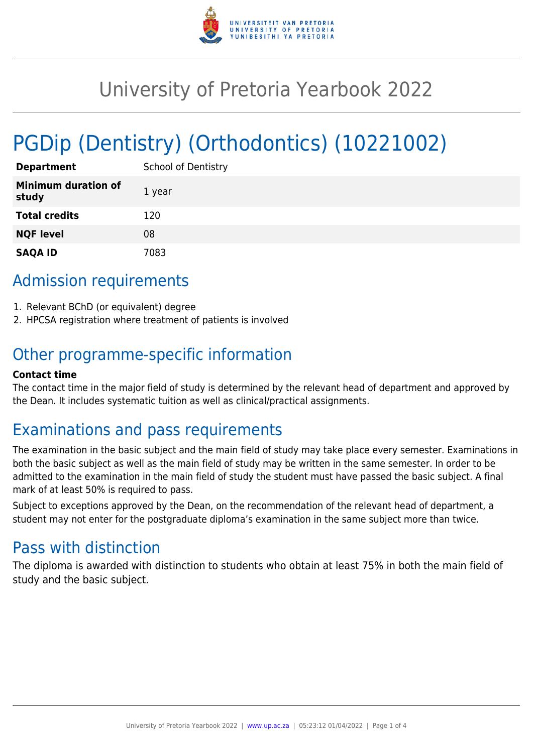# University of Pretoria Yearbook 2022

# PGDip (Dentistry) (Orthodontics) (10221002)

| | |
|---|---|
| **Department** | School of Dentistry |
| **Minimum duration of study** | 1 year |
| **Total credits** | 120 |
| **NQF level** | 08 |
| **SAQA ID** | 7083 |

## Admission requirements

1. Relevant BChD (or equivalent) degree
2. HPCSA registration where treatment of patients is involved

## Other programme-specific information

**Contact time**

The contact time in the major field of study is determined by the relevant head of department and approved by the Dean. It includes systematic tuition as well as clinical/practical assignments.

## Examinations and pass requirements

The examination in the basic subject and the main field of study may take place every semester. Examinations in both the basic subject as well as the main field of study may be written in the same semester. In order to be admitted to the examination in the main field of study the student must have passed the basic subject. A final mark of at least 50% is required to pass.

Subject to exceptions approved by the Dean, on the recommendation of the relevant head of department, a student may not enter for the postgraduate diploma's examination in the same subject more than twice.

## Pass with distinction

The diploma is awarded with distinction to students who obtain at least 75% in both the main field of study and the basic subject.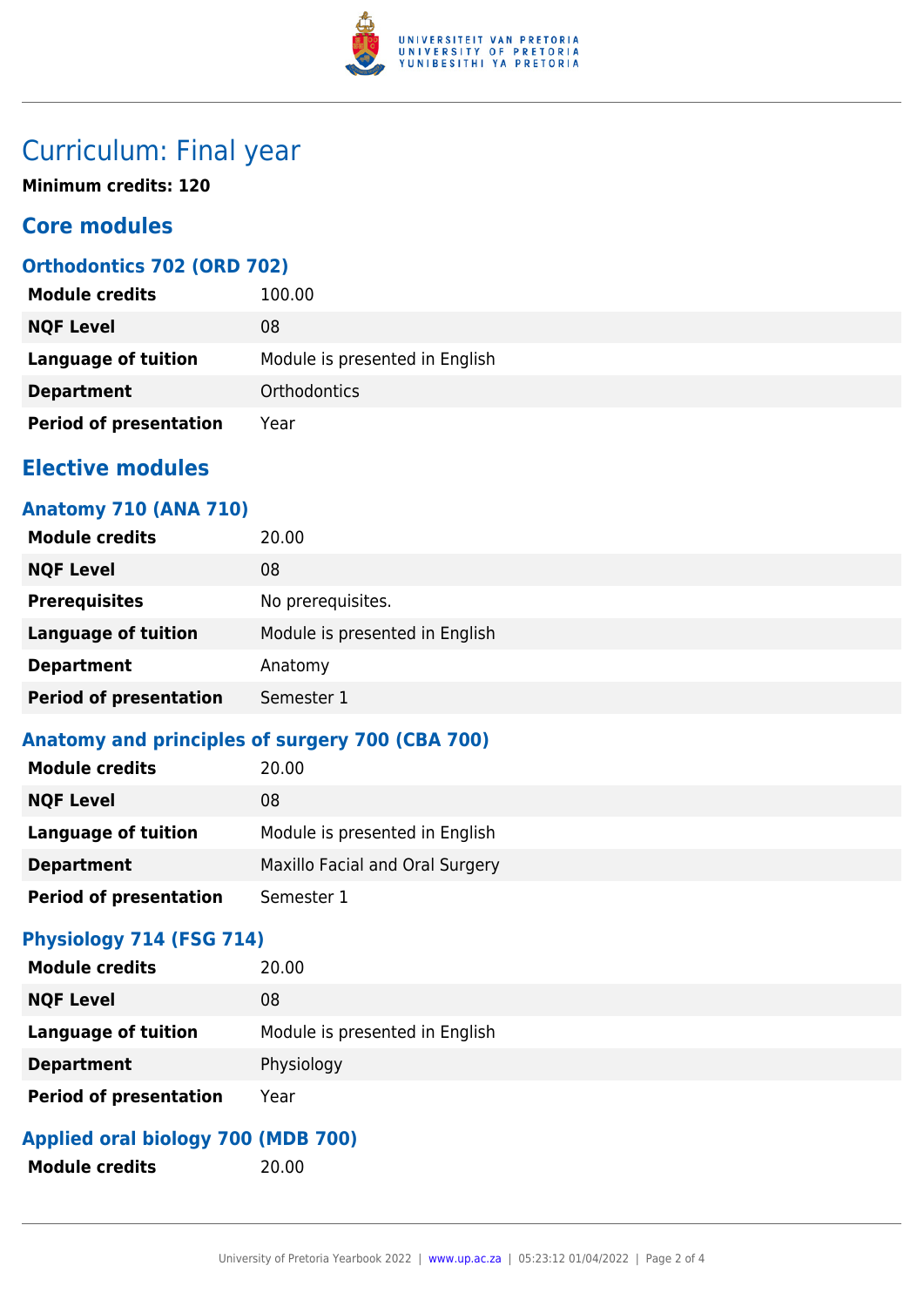# Curriculum: Final year

**Minimum credits: 120**

## Core modules

### Orthodontics 702 (ORD 702)

| | |
|---|---|
| **Module credits** | 100.00 |
| **NQF Level** | 08 |
| **Language of tuition** | Module is presented in English |
| **Department** | Orthodontics |
| **Period of presentation** | Year |

## Elective modules

### Anatomy 710 (ANA 710)

| | |
|---|---|
| **Module credits** | 20.00 |
| **NQF Level** | 08 |
| **Prerequisites** | No prerequisites. |
| **Language of tuition** | Module is presented in English |
| **Department** | Anatomy |
| **Period of presentation** | Semester 1 |

### Anatomy and principles of surgery 700 (CBA 700)

| | |
|---|---|
| **Module credits** | 20.00 |
| **NQF Level** | 08 |
| **Language of tuition** | Module is presented in English |
| **Department** | Maxillo Facial and Oral Surgery |
| **Period of presentation** | Semester 1 |

### Physiology 714 (FSG 714)

| | |
|---|---|
| **Module credits** | 20.00 |
| **NQF Level** | 08 |
| **Language of tuition** | Module is presented in English |
| **Department** | Physiology |
| **Period of presentation** | Year |

### Applied oral biology 700 (MDB 700)

| | |
|---|---|
| **Module credits** | 20.00 |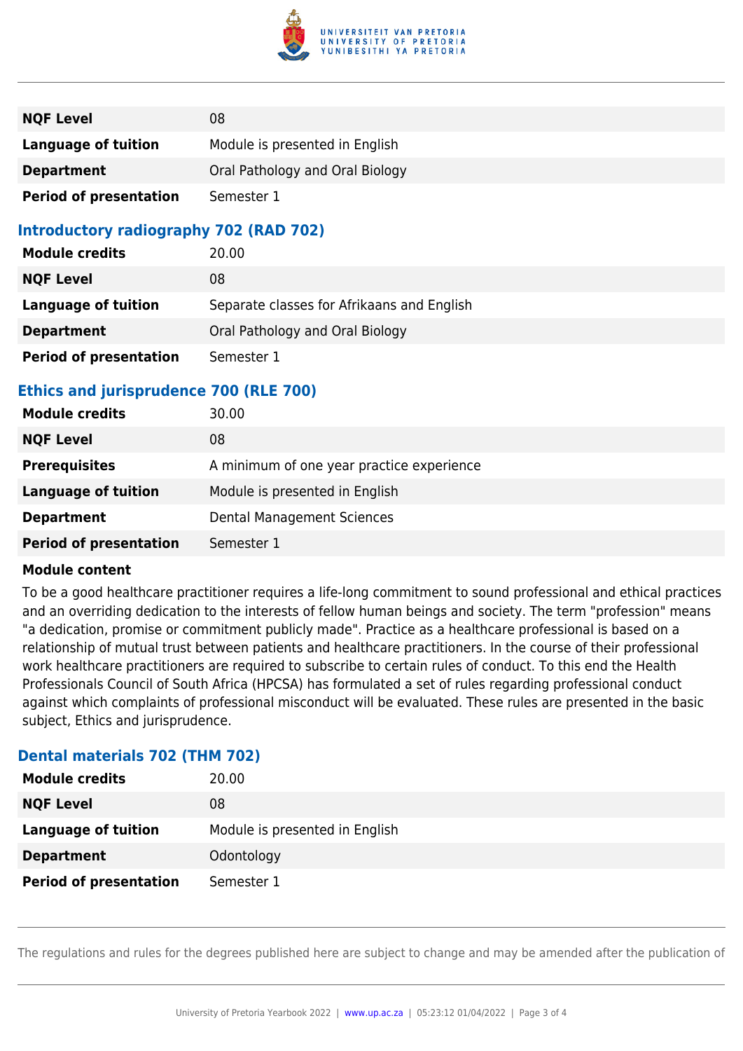| | |
|---|---|
| **NQF Level** | 08 |
| **Language of tuition** | Module is presented in English |
| **Department** | Oral Pathology and Oral Biology |
| **Period of presentation** | Semester 1 |

### Introductory radiography 702 (RAD 702)

| | |
|---|---|
| **Module credits** | 20.00 |
| **NQF Level** | 08 |
| **Language of tuition** | Separate classes for Afrikaans and English |
| **Department** | Oral Pathology and Oral Biology |
| **Period of presentation** | Semester 1 |

### Ethics and jurisprudence 700 (RLE 700)

| | |
|---|---|
| **Module credits** | 30.00 |
| **NQF Level** | 08 |
| **Prerequisites** | A minimum of one year practice experience |
| **Language of tuition** | Module is presented in English |
| **Department** | Dental Management Sciences |
| **Period of presentation** | Semester 1 |

**Module content**

To be a good healthcare practitioner requires a life-long commitment to sound professional and ethical practices and an overriding dedication to the interests of fellow human beings and society. The term "profession" means "a dedication, promise or commitment publicly made". Practice as a healthcare professional is based on a relationship of mutual trust between patients and healthcare practitioners. In the course of their professional work healthcare practitioners are required to subscribe to certain rules of conduct. To this end the Health Professionals Council of South Africa (HPCSA) has formulated a set of rules regarding professional conduct against which complaints of professional misconduct will be evaluated. These rules are presented in the basic subject, Ethics and jurisprudence.

### Dental materials 702 (THM 702)

| | |
|---|---|
| **Module credits** | 20.00 |
| **NQF Level** | 08 |
| **Language of tuition** | Module is presented in English |
| **Department** | Odontology |
| **Period of presentation** | Semester 1 |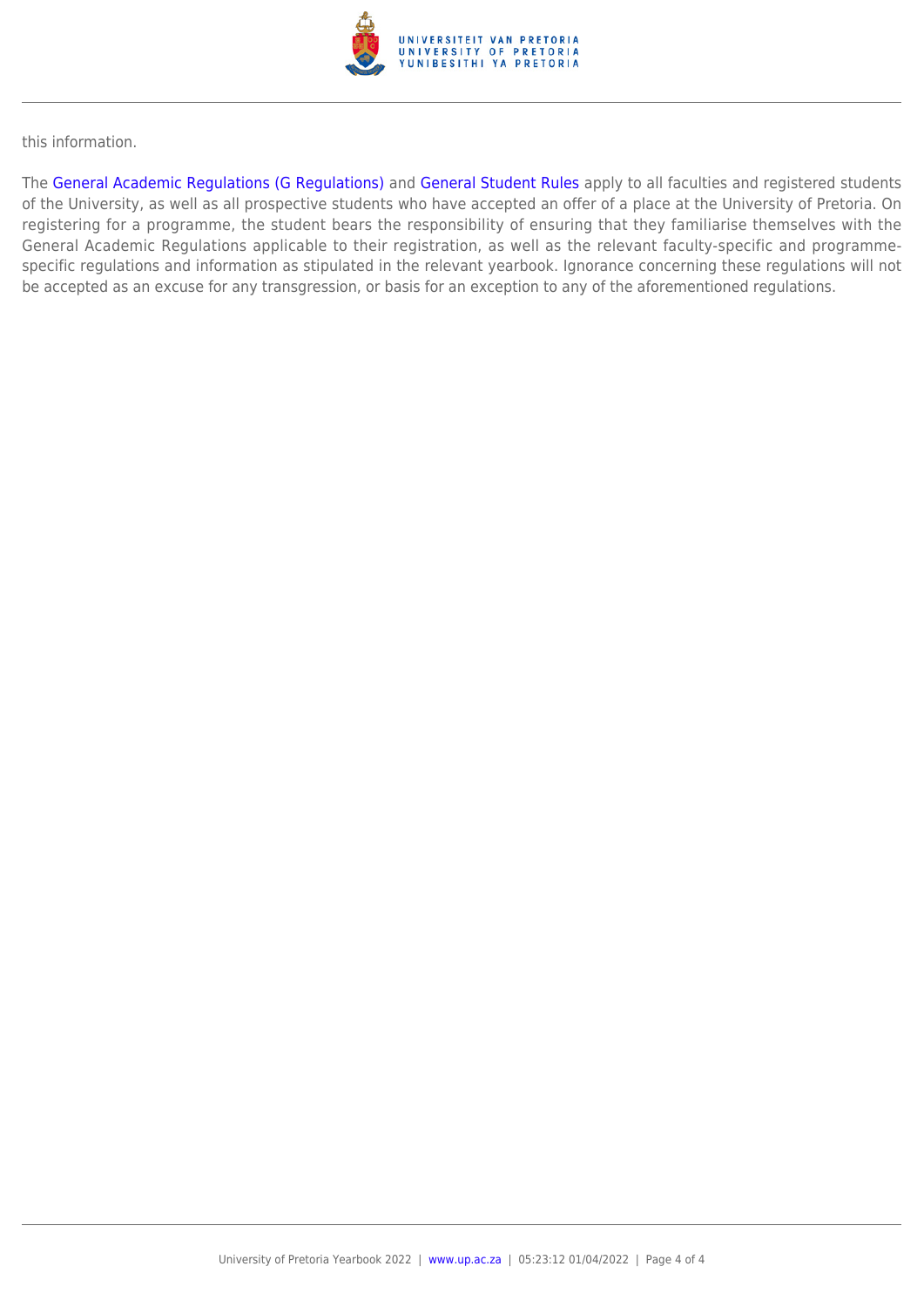this information.

The General Academic Regulations (G Regulations) and General Student Rules apply to all faculties and registered students of the University, as well as all prospective students who have accepted an offer of a place at the University of Pretoria. On registering for a programme, the student bears the responsibility of ensuring that they familiarise themselves with the General Academic Regulations applicable to their registration, as well as the relevant faculty-specific and programme-specific regulations and information as stipulated in the relevant yearbook. Ignorance concerning these regulations will not be accepted as an excuse for any transgression, or basis for an exception to any of the aforementioned regulations.